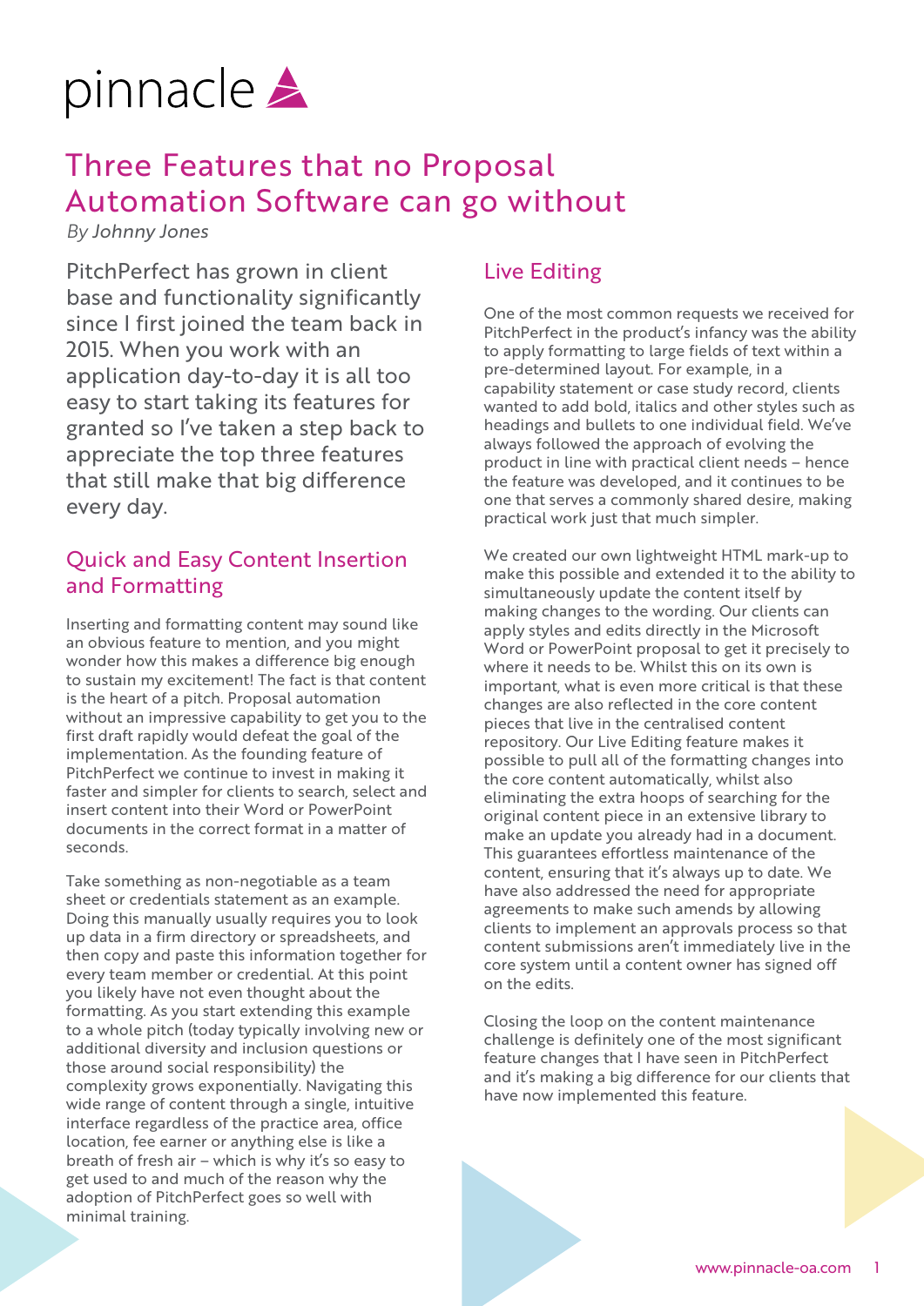pinnacle

# Three Features that no Proposal Automation Software can go without

*By Johnny Jones*

PitchPerfect has grown in client base and functionality significantly since I first joined the team back in 2015. When you work with an application day-to-day it is all too easy to start taking its features for granted so I've taken a step back to appreciate the top three features that still make that big difference every day.

## Quick and Easy Content Insertion and Formatting

Inserting and formatting content may sound like an obvious feature to mention, and you might wonder how this makes a difference big enough to sustain my excitement! The fact is that content is the heart of a pitch. Proposal automation without an impressive capability to get you to the first draft rapidly would defeat the goal of the implementation. As the founding feature of PitchPerfect we continue to invest in making it faster and simpler for clients to search, select and insert content into their Word or PowerPoint documents in the correct format in a matter of seconds.

Take something as non-negotiable as a team sheet or credentials statement as an example. Doing this manually usually requires you to look up data in a firm directory or spreadsheets, and then copy and paste this information together for every team member or credential. At this point you likely have not even thought about the formatting. As you start extending this example to a whole pitch (today typically involving new or additional diversity and inclusion questions or those around social responsibility) the complexity grows exponentially. Navigating this wide range of content through a single, intuitive interface regardless of the practice area, office location, fee earner or anything else is like a breath of fresh air – which is why it's so easy to get used to and much of the reason why the adoption of PitchPerfect goes so well with minimal training.

## Live Editing

One of the most common requests we received for PitchPerfect in the product's infancy was the ability to apply formatting to large fields of text within a pre-determined layout. For example, in a capability statement or case study record, clients wanted to add bold, italics and other styles such as headings and bullets to one individual field. We've always followed the approach of evolving the product in line with practical client needs – hence the feature was developed, and it continues to be one that serves a commonly shared desire, making practical work just that much simpler.

We created our own lightweight HTML mark-up to make this possible and extended it to the ability to simultaneously update the content itself by making changes to the wording. Our clients can apply styles and edits directly in the Microsoft Word or PowerPoint proposal to get it precisely to where it needs to be. Whilst this on its own is important, what is even more critical is that these changes are also reflected in the core content pieces that live in the centralised content repository. Our Live Editing feature makes it possible to pull all of the formatting changes into the core content automatically, whilst also eliminating the extra hoops of searching for the original content piece in an extensive library to make an update you already had in a document. This guarantees effortless maintenance of the content, ensuring that it's always up to date. We have also addressed the need for appropriate agreements to make such amends by allowing clients to implement an approvals process so that content submissions aren't immediately live in the core system until a content owner has signed off on the edits.

Closing the loop on the content maintenance challenge is definitely one of the most significant feature changes that I have seen in PitchPerfect and it's making a big difference for our clients that have now implemented this feature.

www.pinnacle-oa.com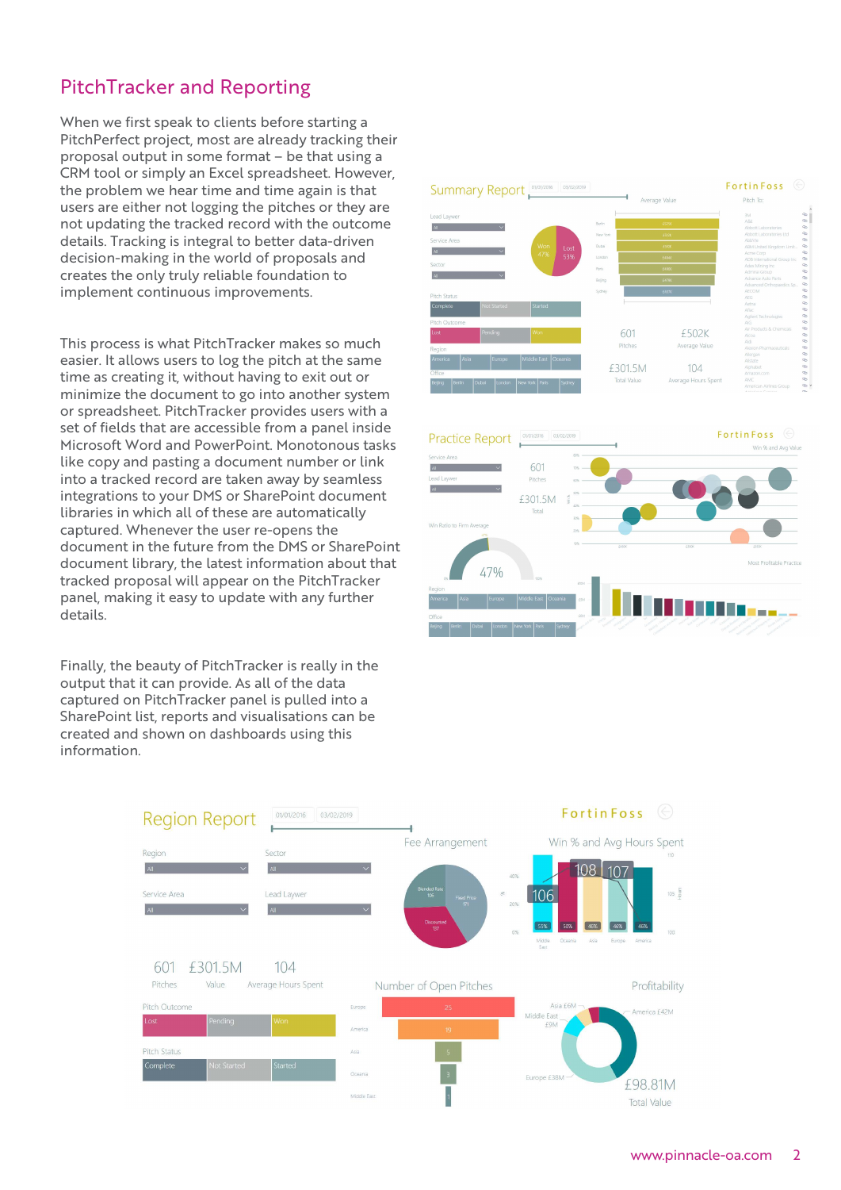## PitchTracker and Reporting

When we first speak to clients before starting a PitchPerfect project, most are already tracking their proposal output in some format – be that using a CRM tool or simply an Excel spreadsheet. However, the problem we hear time and time again is that users are either not logging the pitches or they are not updating the tracked record with the outcome details. Tracking is integral to better data-driven decision-making in the world of proposals and creates the only truly reliable foundation to implement continuous improvements.

This process is what PitchTracker makes so much easier. It allows users to log the pitch at the same time as creating it, without having to exit out or minimize the document to go into another system or spreadsheet. PitchTracker provides users with a set of fields that are accessible from a panel inside Microsoft Word and PowerPoint. Monotonous tasks like copy and pasting a document number or link into a tracked record are taken away by seamless integrations to your DMS or SharePoint document libraries in which all of these are automatically captured. Whenever the user re-opens the document in the future from the DMS or SharePoint document library, the latest information about that tracked proposal will appear on the PitchTracker panel, making it easy to update with any further details.

Finally, the beauty of PitchTracker is really in the output that it can provide. As all of the data captured on PitchTracker panel is pulled into a SharePoint list, reports and visualisations can be created and shown on dashboards using this information.

Summary Report
FortinFoss
Lead Lawyer
Service Area
Sector
Pitch Status
Complete
Not Started
Started
Pitch Outcome
Lost
Pending
Won
Region
America
Asia
Europe
Middle East
Oceania
Office
Beijing
Berlin
Dubai
London
New York
Paris
Sydney
Won 47%
Lost 53%
Average Value
Pitch To
601
Pitches
£502K
Average Value
£301.5M
Total Value
104
Average Hours Spent

Practice Report
FortinFoss
Service Area
Lead Lawyer
601
Pitches
£301.5M
Total
Win Ratio to Firm Average
47%
Win % and Avg Value
Most Profitable Practice
Region
America
Asia
Europe
Middle East
Oceania
Office
Beijing
Berlin
Dubai
London
New York
Paris
Sydney

Region Report
01/01/2016
03/02/2019
FortinFoss
Region
Sector
Service Area
Lead Lawyer
All
Fee Arrangement
Blended Rate
Fixed Price
Discounted
Win % and Avg Hours Spent
106
108
107
53%
50%
46%
46%
46%
Middle East
Oceania
Asia
Europe
America
601
Pitches
£301.5M
Value
104
Average Hours Spent
Pitch Outcome
Lost
Pending
Won
Pitch Status
Complete
Not Started
Started
Number of Open Pitches
Europe
America
Asia
Oceania
Middle East
25
19
5
3
1
Profitability
Asia £6M
Middle East £9M
America £42M
Europe £38M
£98.81M
Total Value